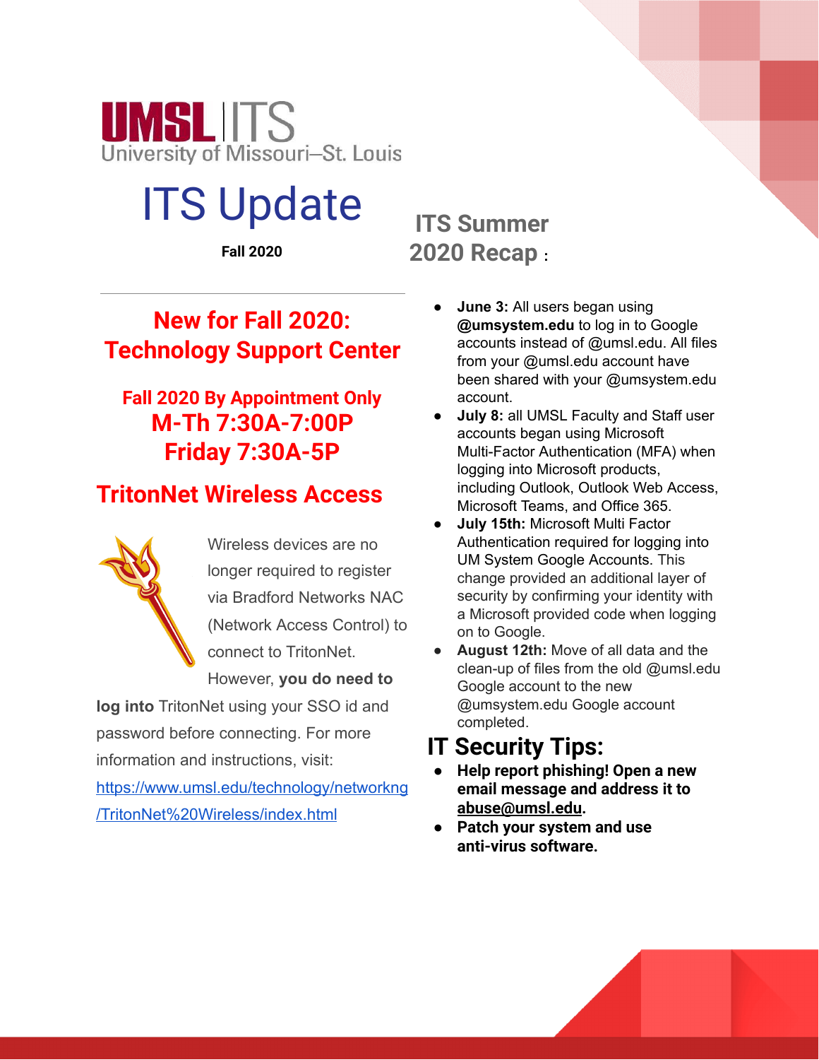UMSL | ITS
University of Missouri–St. Louis

# ITS Update

**Fall 2020**

## New for Fall 2020: Technology Support Center

**Fall 2020 By Appointment Only**
**M-Th 7:30A-7:00P**
**Friday 7:30A-5P**

## TritonNet Wireless Access

Wireless devices are no longer required to register via Bradford Networks NAC (Network Access Control) to connect to TritonNet. However, **you do need to log into** TritonNet using your SSO id and password before connecting. For more information and instructions, visit: [https://www.umsl.edu/technology/networkng/TritonNet%20Wireless/index.html](https://www.umsl.edu/technology/networkng/TritonNet%20Wireless/index.html)

## ITS Summer 2020 Recap :

- **June 3:** All users began using **@umsystem.edu** to log in to Google accounts instead of @umsl.edu. All files from your @umsl.edu account have been shared with your @umsystem.edu account.
- **July 8:** all UMSL Faculty and Staff user accounts began using Microsoft Multi-Factor Authentication (MFA) when logging into Microsoft products, including Outlook, Outlook Web Access, Microsoft Teams, and Office 365.
- **July 15th:** Microsoft Multi Factor Authentication required for logging into UM System Google Accounts. This change provided an additional layer of security by confirming your identity with a Microsoft provided code when logging on to Google.
- **August 12th:** Move of all data and the clean-up of files from the old @umsl.edu Google account to the new @umsystem.edu Google account completed.

## IT Security Tips:

- **Help report phishing! Open a new email message and address it to abuse@umsl.edu.**
- **Patch your system and use anti-virus software.**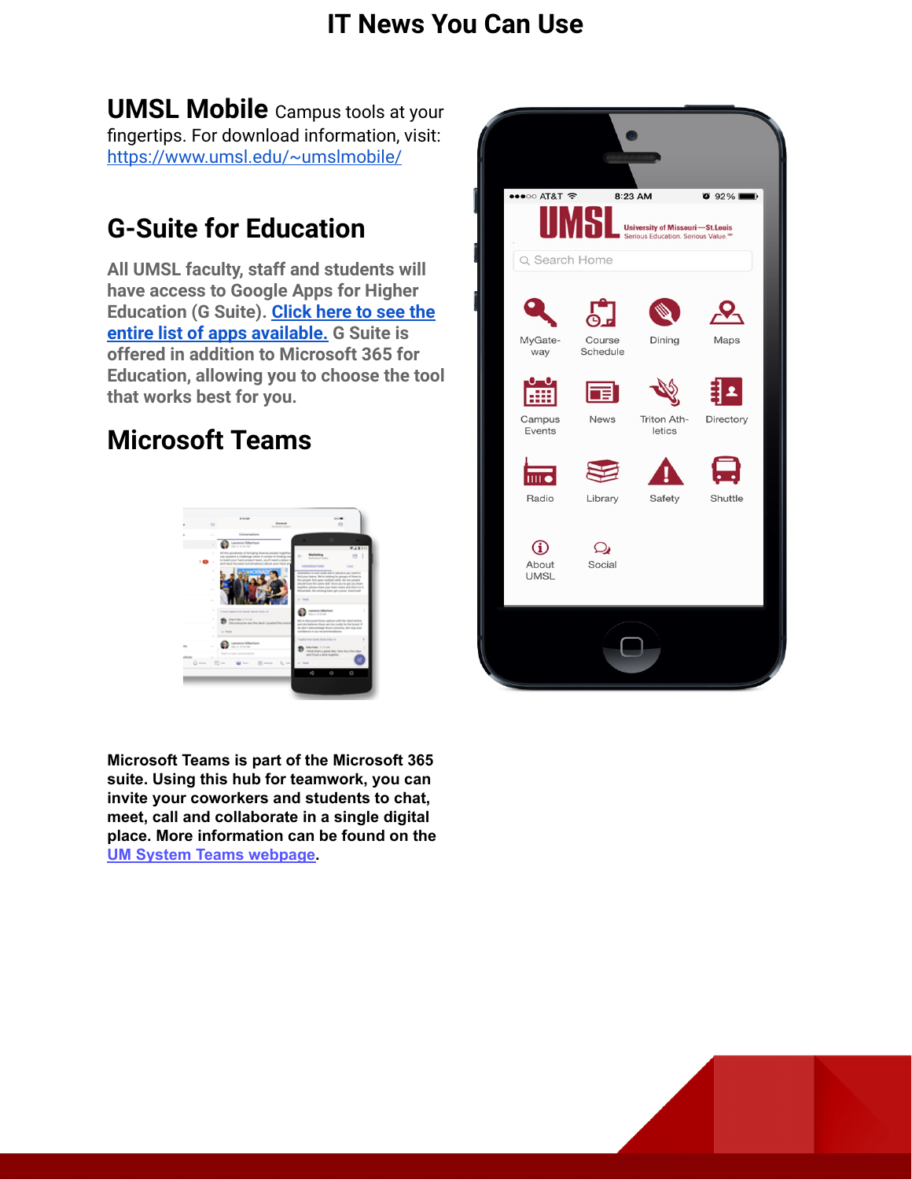# IT News You Can Use

**UMSL Mobile** Campus tools at your fingertips. For download information, visit: https://www.umsl.edu/~umslmobile/

## G-Suite for Education

**All UMSL faculty, staff and students will have access to Google Apps for Higher Education (G Suite). [Click here to see the entire list of apps available.](#) G Suite is offered in addition to Microsoft 365 for Education, allowing you to choose the tool that works best for you.**

## Microsoft Teams

**Microsoft Teams is part of the Microsoft 365 suite. Using this hub for teamwork, you can invite your coworkers and students to chat, meet, call and collaborate in a single digital place. More information can be found on the [UM System Teams webpage](#).**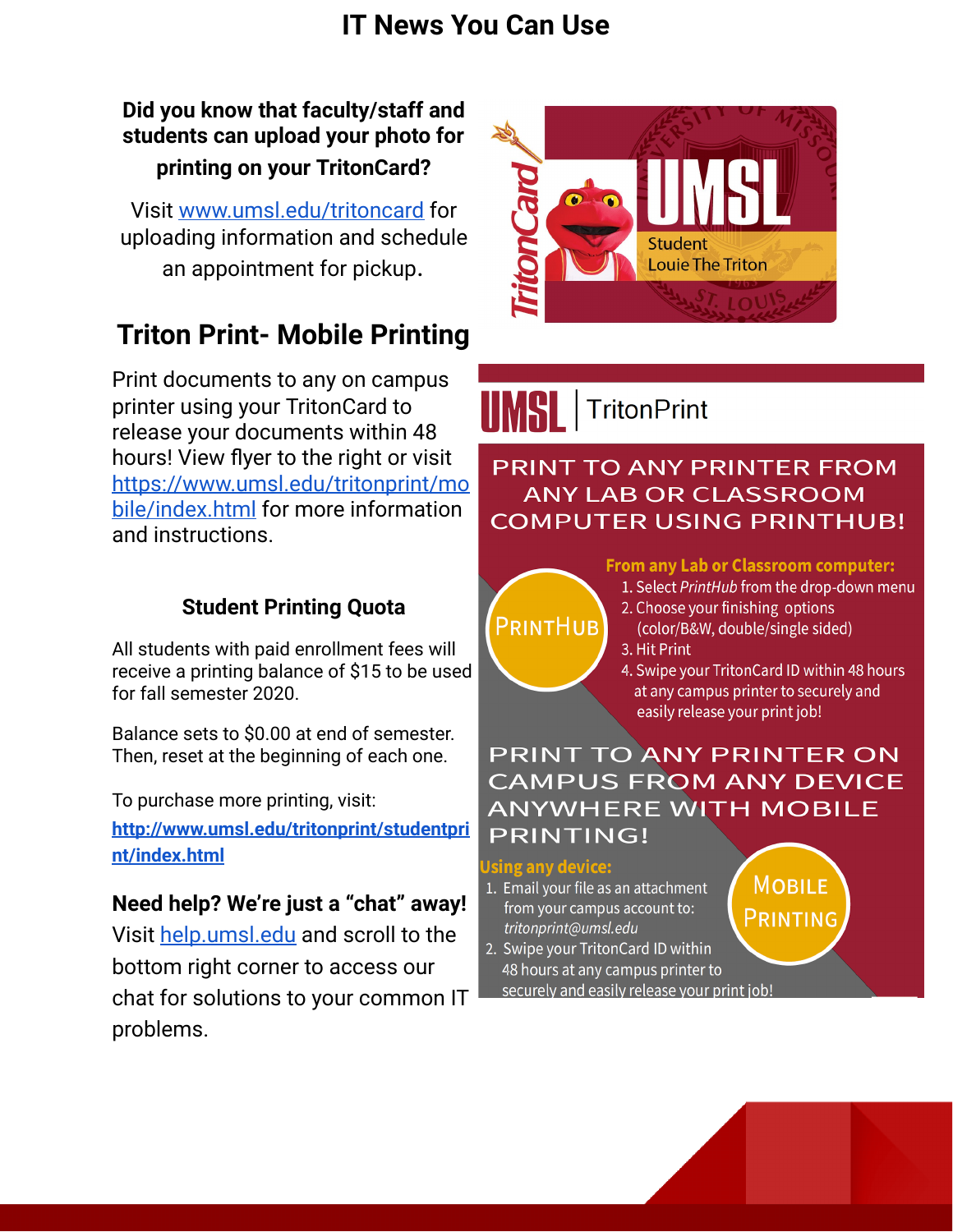# IT News You Can Use

**Did you know that faculty/staff and students can upload your photo for printing on your TritonCard?**

Visit www.umsl.edu/tritoncard for uploading information and schedule an appointment for pickup.

TritonCard

UMSL

Student
Louie The Triton

## Triton Print- Mobile Printing

Print documents to any on campus printer using your TritonCard to release your documents within 48 hours! View flyer to the right or visit https://www.umsl.edu/tritonprint/mobile/index.html for more information and instructions.

UMSL | TritonPrint

PRINT TO ANY PRINTER FROM ANY LAB OR CLASSROOM COMPUTER USING PRINTHUB!

PRINTHUB

**From any Lab or Classroom computer:**

1. Select *PrintHub* from the drop-down menu
2. Choose your finishing options (color/B&W, double/single sided)
3. Hit Print
4. Swipe your TritonCard ID within 48 hours at any campus printer to securely and easily release your print job!

PRINT TO ANY PRINTER ON CAMPUS FROM ANY DEVICE ANYWHERE WITH MOBILE PRINTING!

MOBILE PRINTING

**Using any device:**

1. Email your file as an attachment from your campus account to: *tritonprint@umsl.edu*
2. Swipe your TritonCard ID within 48 hours at any campus printer to securely and easily release your print job!

### Student Printing Quota

All students with paid enrollment fees will receive a printing balance of $15 to be used for fall semester 2020.

Balance sets to $0.00 at end of semester. Then, reset at the beginning of each one.

To purchase more printing, visit: **http://www.umsl.edu/tritonprint/studentprint/index.html**

**Need help? We're just a "chat" away!**
Visit help.umsl.edu and scroll to the bottom right corner to access our chat for solutions to your common IT problems.